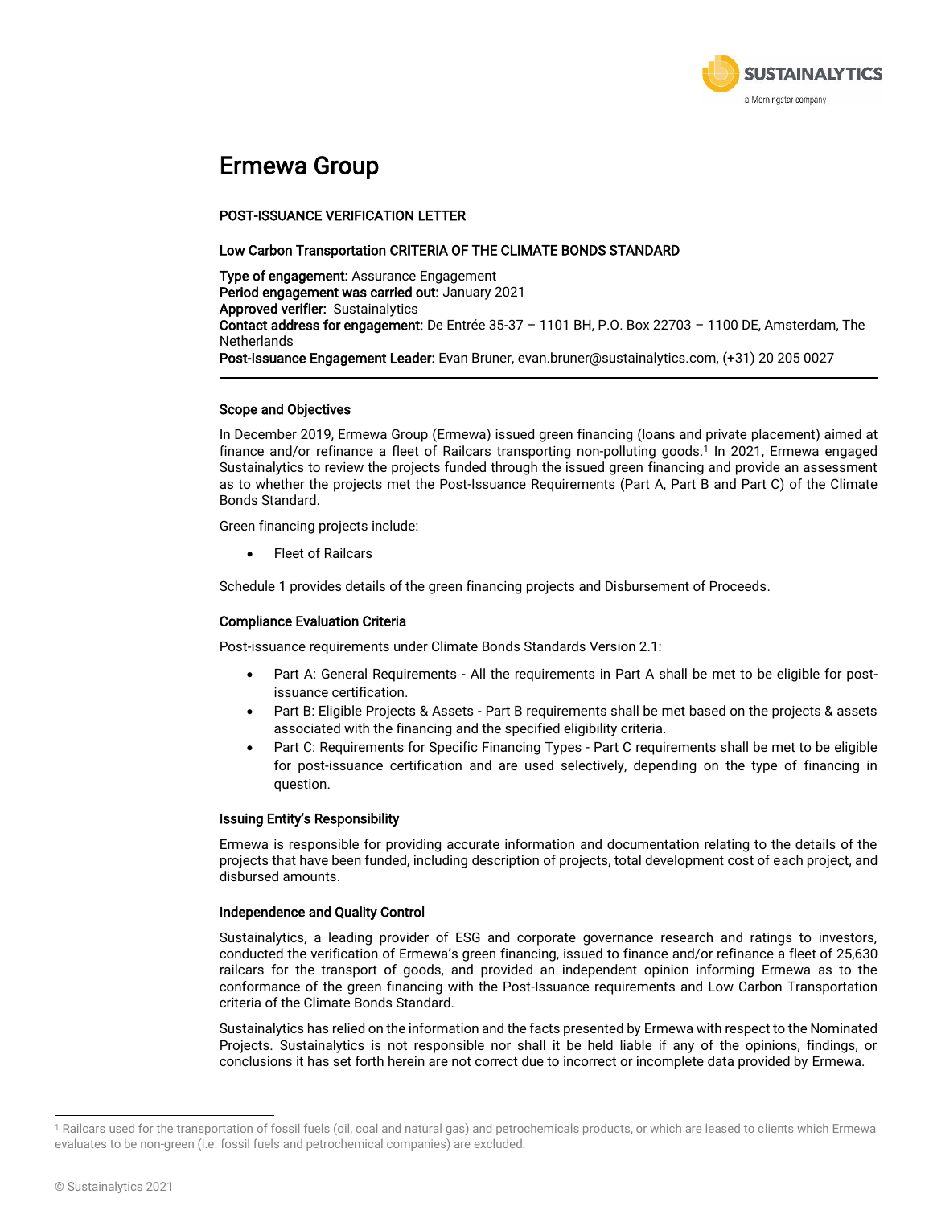# Ermewa Group

**POST-ISSUANCE VERIFICATION LETTER**

**Low Carbon Transportation CRITERIA OF THE CLIMATE BONDS STANDARD**

**Type of engagement:** Assurance Engagement
**Period engagement was carried out:** January 2021
**Approved verifier:** Sustainalytics
**Contact address for engagement:** De Entrée 35-37 – 1101 BH, P.O. Box 22703 – 1100 DE, Amsterdam, The Netherlands
**Post-Issuance Engagement Leader:** Evan Bruner, evan.bruner@sustainalytics.com, (+31) 20 205 0027

---

### Scope and Objectives

In December 2019, Ermewa Group (Ermewa) issued green financing (loans and private placement) aimed at finance and/or refinance a fleet of Railcars transporting non-polluting goods.[1] In 2021, Ermewa engaged Sustainalytics to review the projects funded through the issued green financing and provide an assessment as to whether the projects met the Post-Issuance Requirements (Part A, Part B and Part C) of the Climate Bonds Standard.

Green financing projects include:

- Fleet of Railcars

Schedule 1 provides details of the green financing projects and Disbursement of Proceeds.

### Compliance Evaluation Criteria

Post-issuance requirements under Climate Bonds Standards Version 2.1:

- Part A: General Requirements - All the requirements in Part A shall be met to be eligible for post-issuance certification.
- Part B: Eligible Projects & Assets - Part B requirements shall be met based on the projects & assets associated with the financing and the specified eligibility criteria.
- Part C: Requirements for Specific Financing Types - Part C requirements shall be met to be eligible for post-issuance certification and are used selectively, depending on the type of financing in question.

### Issuing Entity's Responsibility

Ermewa is responsible for providing accurate information and documentation relating to the details of the projects that have been funded, including description of projects, total development cost of each project, and disbursed amounts.

### Independence and Quality Control

Sustainalytics, a leading provider of ESG and corporate governance research and ratings to investors, conducted the verification of Ermewa's green financing, issued to finance and/or refinance a fleet of 25,630 railcars for the transport of goods, and provided an independent opinion informing Ermewa as to the conformance of the green financing with the Post-Issuance requirements and Low Carbon Transportation criteria of the Climate Bonds Standard.

Sustainalytics has relied on the information and the facts presented by Ermewa with respect to the Nominated Projects. Sustainalytics is not responsible nor shall it be held liable if any of the opinions, findings, or conclusions it has set forth herein are not correct due to incorrect or incomplete data provided by Ermewa.

[1] Railcars used for the transportation of fossil fuels (oil, coal and natural gas) and petrochemicals products, or which are leased to clients which Ermewa evaluates to be non-green (i.e. fossil fuels and petrochemical companies) are excluded.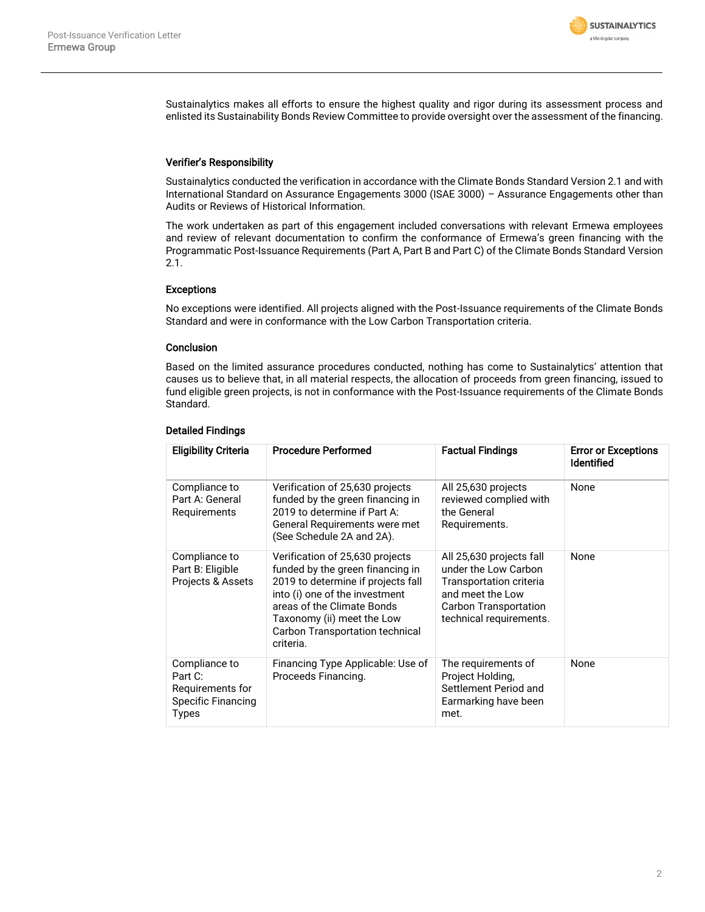Sustainalytics makes all efforts to ensure the highest quality and rigor during its assessment process and enlisted its Sustainability Bonds Review Committee to provide oversight over the assessment of the financing.

### Verifier's Responsibility

Sustainalytics conducted the verification in accordance with the Climate Bonds Standard Version 2.1 and with International Standard on Assurance Engagements 3000 (ISAE 3000) – Assurance Engagements other than Audits or Reviews of Historical Information.

The work undertaken as part of this engagement included conversations with relevant Ermewa employees and review of relevant documentation to confirm the conformance of Ermewa's green financing with the Programmatic Post-Issuance Requirements (Part A, Part B and Part C) of the Climate Bonds Standard Version 2.1.

### Exceptions

No exceptions were identified. All projects aligned with the Post-Issuance requirements of the Climate Bonds Standard and were in conformance with the Low Carbon Transportation criteria.

### Conclusion

Based on the limited assurance procedures conducted, nothing has come to Sustainalytics' attention that causes us to believe that, in all material respects, the allocation of proceeds from green financing, issued to fund eligible green projects, is not in conformance with the Post-Issuance requirements of the Climate Bonds Standard.

### Detailed Findings

| Eligibility Criteria | Procedure Performed | Factual Findings | Error or Exceptions Identified |
|---|---|---|---|
| Compliance to Part A: General Requirements | Verification of 25,630 projects funded by the green financing in 2019 to determine if Part A: General Requirements were met (See Schedule 2A and 2A). | All 25,630 projects reviewed complied with the General Requirements. | None |
| Compliance to Part B: Eligible Projects & Assets | Verification of 25,630 projects funded by the green financing in 2019 to determine if projects fall into (i) one of the investment areas of the Climate Bonds Taxonomy (ii) meet the Low Carbon Transportation technical criteria. | All 25,630 projects fall under the Low Carbon Transportation criteria and meet the Low Carbon Transportation technical requirements. | None |
| Compliance to Part C: Requirements for Specific Financing Types | Financing Type Applicable: Use of Proceeds Financing. | The requirements of Project Holding, Settlement Period and Earmarking have been met. | None |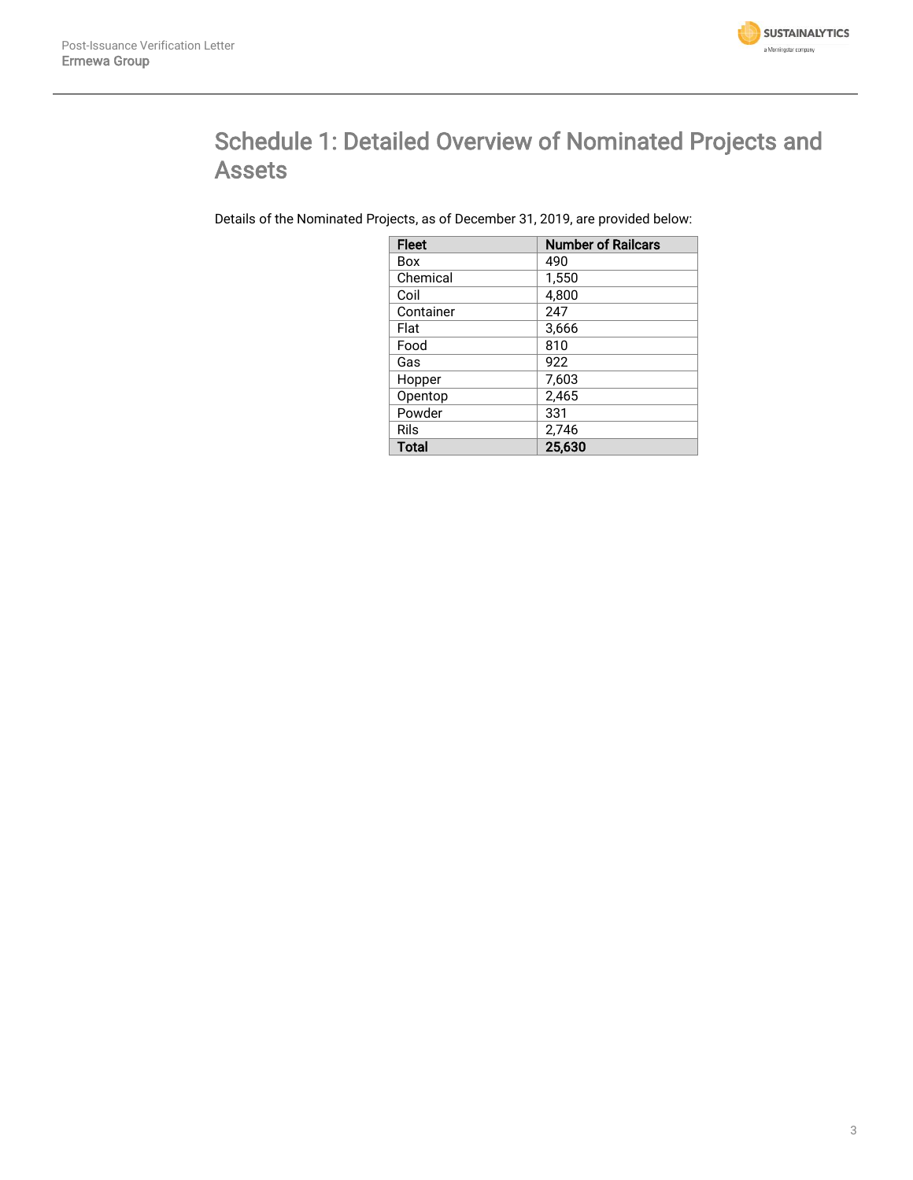# Schedule 1: Detailed Overview of Nominated Projects and Assets

Details of the Nominated Projects, as of December 31, 2019, are provided below:

| Fleet | Number of Railcars |
| --- | --- |
| Box | 490 |
| Chemical | 1,550 |
| Coil | 4,800 |
| Container | 247 |
| Flat | 3,666 |
| Food | 810 |
| Gas | 922 |
| Hopper | 7,603 |
| Opentop | 2,465 |
| Powder | 331 |
| Rils | 2,746 |
| **Total** | **25,630** |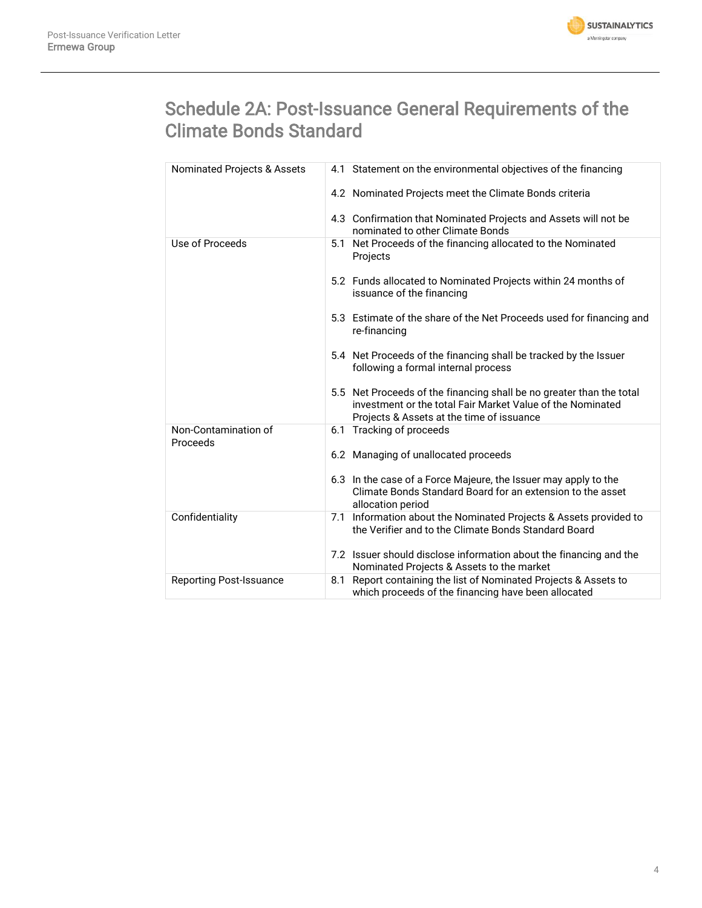## Schedule 2A: Post-Issuance General Requirements of the Climate Bonds Standard

| | |
|---|---|
| Nominated Projects & Assets | 4.1 Statement on the environmental objectives of the financing<br><br>4.2 Nominated Projects meet the Climate Bonds criteria<br><br>4.3 Confirmation that Nominated Projects and Assets will not be nominated to other Climate Bonds |
| Use of Proceeds | 5.1 Net Proceeds of the financing allocated to the Nominated Projects<br><br>5.2 Funds allocated to Nominated Projects within 24 months of issuance of the financing<br><br>5.3 Estimate of the share of the Net Proceeds used for financing and re-financing<br><br>5.4 Net Proceeds of the financing shall be tracked by the Issuer following a formal internal process<br><br>5.5 Net Proceeds of the financing shall be no greater than the total investment or the total Fair Market Value of the Nominated Projects & Assets at the time of issuance |
| Non-Contamination of Proceeds | 6.1 Tracking of proceeds<br><br>6.2 Managing of unallocated proceeds<br><br>6.3 In the case of a Force Majeure, the Issuer may apply to the Climate Bonds Standard Board for an extension to the asset allocation period |
| Confidentiality | 7.1 Information about the Nominated Projects & Assets provided to the Verifier and to the Climate Bonds Standard Board<br><br>7.2 Issuer should disclose information about the financing and the Nominated Projects & Assets to the market |
| Reporting Post-Issuance | 8.1 Report containing the list of Nominated Projects & Assets to which proceeds of the financing have been allocated |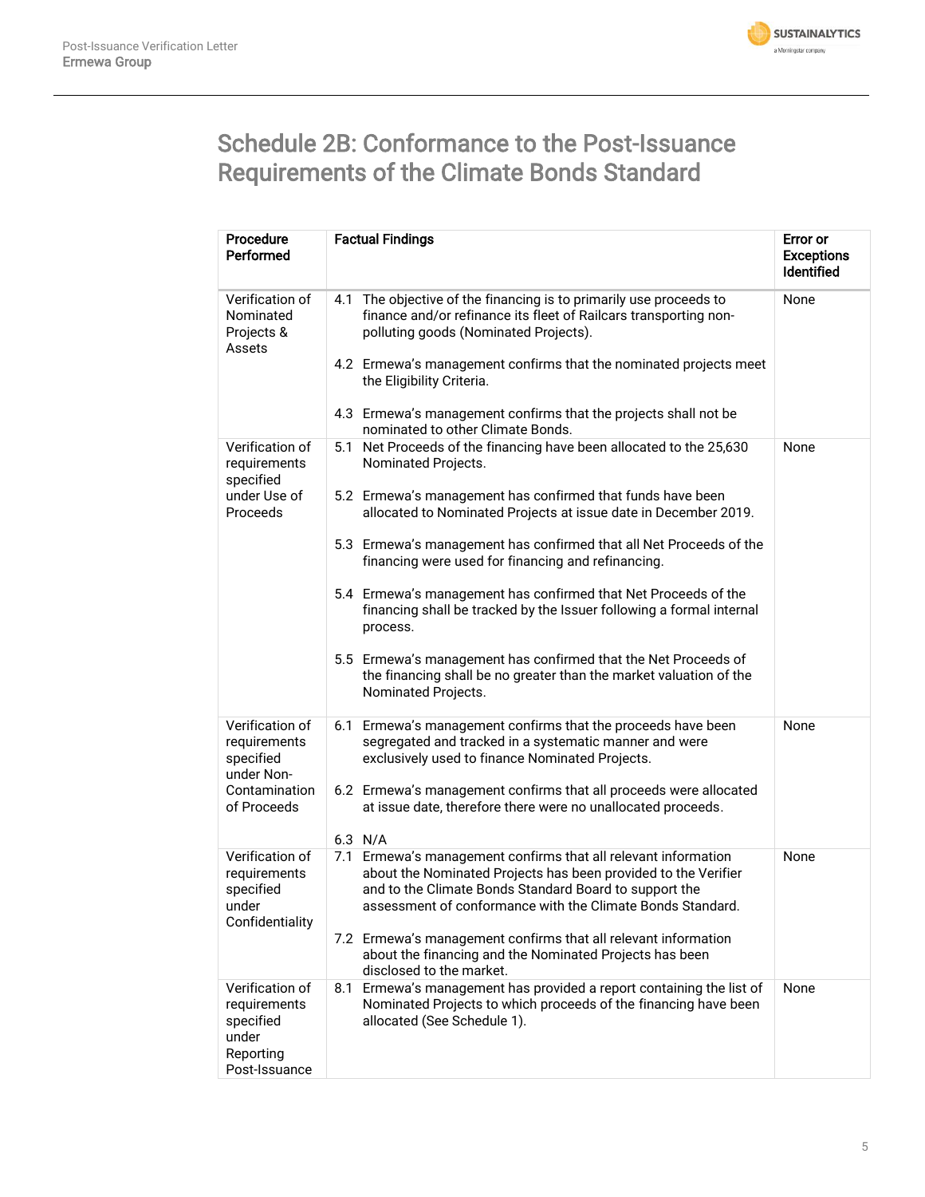# Schedule 2B: Conformance to the Post-Issuance Requirements of the Climate Bonds Standard

| Procedure Performed | Factual Findings | Error or Exceptions Identified |
|---|---|---|
| Verification of Nominated Projects & Assets | 4.1 The objective of the financing is to primarily use proceeds to finance and/or refinance its fleet of Railcars transporting non-polluting goods (Nominated Projects).<br><br>4.2 Ermewa's management confirms that the nominated projects meet the Eligibility Criteria.<br><br>4.3 Ermewa's management confirms that the projects shall not be nominated to other Climate Bonds. | None |
| Verification of requirements specified under Use of Proceeds | 5.1 Net Proceeds of the financing have been allocated to the 25,630 Nominated Projects.<br><br>5.2 Ermewa's management has confirmed that funds have been allocated to Nominated Projects at issue date in December 2019.<br><br>5.3 Ermewa's management has confirmed that all Net Proceeds of the financing were used for financing and refinancing.<br><br>5.4 Ermewa's management has confirmed that Net Proceeds of the financing shall be tracked by the Issuer following a formal internal process.<br><br>5.5 Ermewa's management has confirmed that the Net Proceeds of the financing shall be no greater than the market valuation of the Nominated Projects. | None |
| Verification of requirements specified under Non-Contamination of Proceeds | 6.1 Ermewa's management confirms that the proceeds have been segregated and tracked in a systematic manner and were exclusively used to finance Nominated Projects.<br><br>6.2 Ermewa's management confirms that all proceeds were allocated at issue date, therefore there were no unallocated proceeds.<br><br>6.3 N/A | None |
| Verification of requirements specified under Confidentiality | 7.1 Ermewa's management confirms that all relevant information about the Nominated Projects has been provided to the Verifier and to the Climate Bonds Standard Board to support the assessment of conformance with the Climate Bonds Standard.<br><br>7.2 Ermewa's management confirms that all relevant information about the financing and the Nominated Projects has been disclosed to the market. | None |
| Verification of requirements specified under Reporting Post-Issuance | 8.1 Ermewa's management has provided a report containing the list of Nominated Projects to which proceeds of the financing have been allocated (See Schedule 1). | None |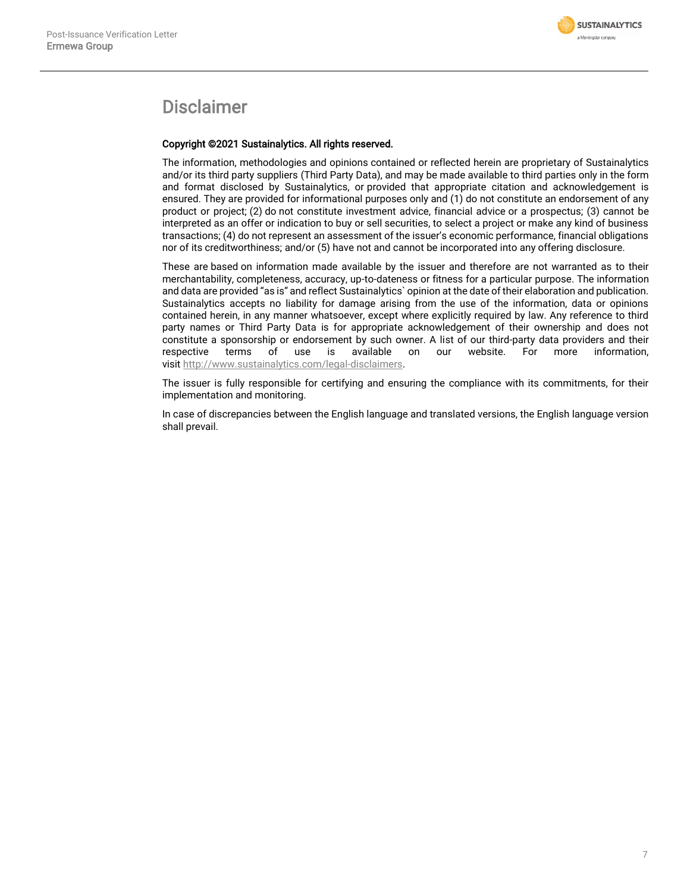# Disclaimer

**Copyright ©2021 Sustainalytics. All rights reserved.**

The information, methodologies and opinions contained or reflected herein are proprietary of Sustainalytics and/or its third party suppliers (Third Party Data), and may be made available to third parties only in the form and format disclosed by Sustainalytics, or provided that appropriate citation and acknowledgement is ensured. They are provided for informational purposes only and (1) do not constitute an endorsement of any product or project; (2) do not constitute investment advice, financial advice or a prospectus; (3) cannot be interpreted as an offer or indication to buy or sell securities, to select a project or make any kind of business transactions; (4) do not represent an assessment of the issuer's economic performance, financial obligations nor of its creditworthiness; and/or (5) have not and cannot be incorporated into any offering disclosure.

These are based on information made available by the issuer and therefore are not warranted as to their merchantability, completeness, accuracy, up-to-dateness or fitness for a particular purpose. The information and data are provided "as is" and reflect Sustainalytics` opinion at the date of their elaboration and publication. Sustainalytics accepts no liability for damage arising from the use of the information, data or opinions contained herein, in any manner whatsoever, except where explicitly required by law. Any reference to third party names or Third Party Data is for appropriate acknowledgement of their ownership and does not constitute a sponsorship or endorsement by such owner. A list of our third-party data providers and their respective terms of use is available on our website. For more information, visit http://www.sustainalytics.com/legal-disclaimers.

The issuer is fully responsible for certifying and ensuring the compliance with its commitments, for their implementation and monitoring.

In case of discrepancies between the English language and translated versions, the English language version shall prevail.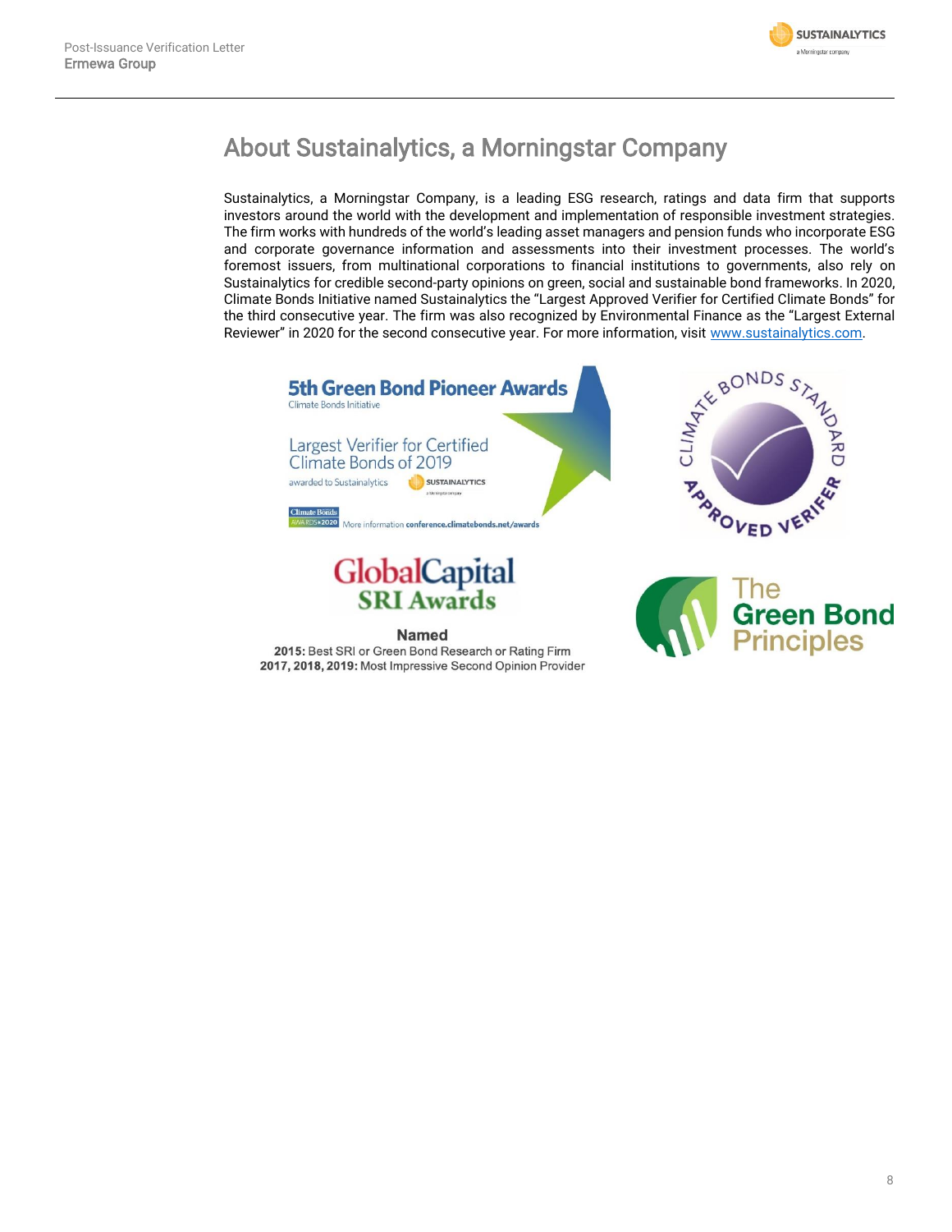## About Sustainalytics, a Morningstar Company

Sustainalytics, a Morningstar Company, is a leading ESG research, ratings and data firm that supports investors around the world with the development and implementation of responsible investment strategies. The firm works with hundreds of the world's leading asset managers and pension funds who incorporate ESG and corporate governance information and assessments into their investment processes. The world's foremost issuers, from multinational corporations to financial institutions to governments, also rely on Sustainalytics for credible second-party opinions on green, social and sustainable bond frameworks. In 2020, Climate Bonds Initiative named Sustainalytics the "Largest Approved Verifier for Certified Climate Bonds" for the third consecutive year. The firm was also recognized by Environmental Finance as the "Largest External Reviewer" in 2020 for the second consecutive year. For more information, visit www.sustainalytics.com.

5th Green Bond Pioneer Awards
Climate Bonds Initiative

Largest Verifier for Certified Climate Bonds of 2019
awarded to Sustainalytics

Climate Bonds AWARDS 2020 More information conference.climatebonds.net/awards

CLIMATE BONDS STANDARD APPROVED VERIFIER

GlobalCapital SRI Awards

**Named**
**2015:** Best SRI or Green Bond Research or Rating Firm
**2017, 2018, 2019:** Most Impressive Second Opinion Provider

The Green Bond Principles